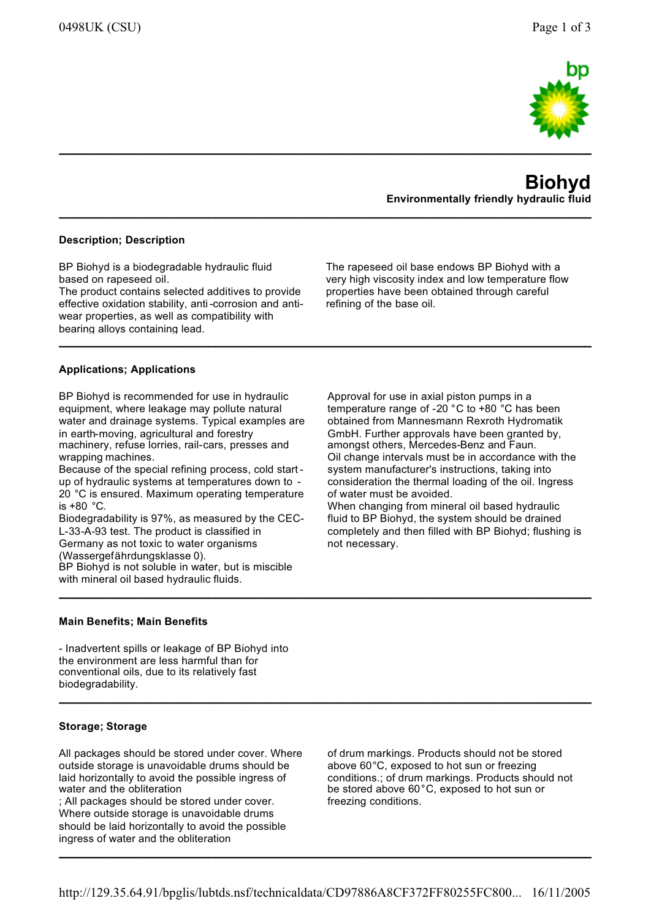# Biohyd

**Environmentally friendly hydraulic fluid**

## Description; Description

BP Biohyd is a biodegradable hydraulic fluid based on rapeseed oil.
The product contains selected additives to provide effective oxidation stability, anti-corrosion and anti-wear properties, as well as compatibility with bearing alloys containing lead.

The rapeseed oil base endows BP Biohyd with a very high viscosity index and low temperature flow properties have been obtained through careful refining of the base oil.

## Applications; Applications

BP Biohyd is recommended for use in hydraulic equipment, where leakage may pollute natural water and drainage systems. Typical examples are in earth-moving, agricultural and forestry machinery, refuse lorries, rail-cars, presses and wrapping machines.
Because of the special refining process, cold start-up of hydraulic systems at temperatures down to -20 °C is ensured. Maximum operating temperature is +80 °C.
Biodegradability is 97%, as measured by the CEC-L-33-A-93 test. The product is classified in Germany as not toxic to water organisms (Wassergefährdungsklasse 0).
BP Biohyd is not soluble in water, but is miscible with mineral oil based hydraulic fluids.

Approval for use in axial piston pumps in a temperature range of -20 °C to +80 °C has been obtained from Mannesmann Rexroth Hydromatik GmbH. Further approvals have been granted by, amongst others, Mercedes-Benz and Faun.
Oil change intervals must be in accordance with the system manufacturer's instructions, taking into consideration the thermal loading of the oil. Ingress of water must be avoided.
When changing from mineral oil based hydraulic fluid to BP Biohyd, the system should be drained completely and then filled with BP Biohyd; flushing is not necessary.

## Main Benefits; Main Benefits

- Inadvertent spills or leakage of BP Biohyd into the environment are less harmful than for conventional oils, due to its relatively fast biodegradability.

## Storage; Storage

All packages should be stored under cover. Where outside storage is unavoidable drums should be laid horizontally to avoid the possible ingress of water and the obliteration
; All packages should be stored under cover. Where outside storage is unavoidable drums should be laid horizontally to avoid the possible ingress of water and the obliteration of drum markings. Products should not be stored above 60°C, exposed to hot sun or freezing conditions.; of drum markings. Products should not be stored above 60°C, exposed to hot sun or freezing conditions.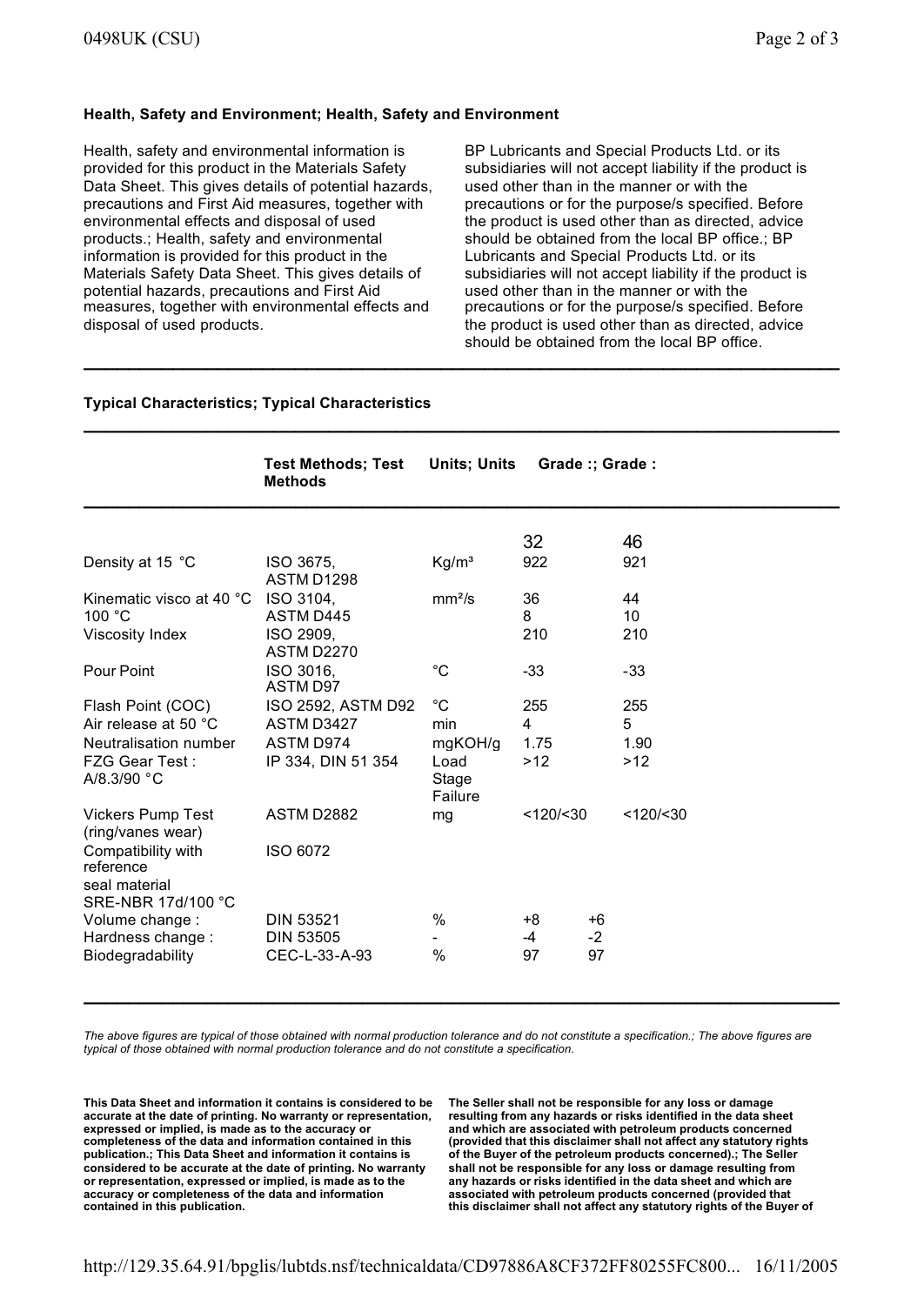**Health, Safety and Environment; Health, Safety and Environment**

Health, safety and environmental information is provided for this product in the Materials Safety Data Sheet. This gives details of potential hazards, precautions and First Aid measures, together with environmental effects and disposal of used products.; Health, safety and environmental information is provided for this product in the Materials Safety Data Sheet. This gives details of potential hazards, precautions and First Aid measures, together with environmental effects and disposal of used products.

BP Lubricants and Special Products Ltd. or its subsidiaries will not accept liability if the product is used other than in the manner or with the precautions or for the purpose/s specified. Before the product is used other than as directed, advice should be obtained from the local BP office.; BP Lubricants and Special Products Ltd. or its subsidiaries will not accept liability if the product is used other than in the manner or with the precautions or for the purpose/s specified. Before the product is used other than as directed, advice should be obtained from the local BP office.

**Typical Characteristics; Typical Characteristics**

| | **Test Methods; Test Methods** | **Units; Units** | **Grade :; Grade :** | |
|---|---|---|---|---|
| | | | 32 | 46 |
| Density at 15 °C | ISO 3675, ASTM D1298 | Kg/m³ | 922 | 921 |
| Kinematic visco at 40 °C | ISO 3104, | mm²/s | 36 | 44 |
| 100 °C | ASTM D445 | | 8 | 10 |
| Viscosity Index | ISO 2909, ASTM D2270 | | 210 | 210 |
| Pour Point | ISO 3016, ASTM D97 | °C | -33 | -33 |
| Flash Point (COC) | ISO 2592, ASTM D92 | °C | 255 | 255 |
| Air release at 50 °C | ASTM D3427 | min | 4 | 5 |
| Neutralisation number | ASTM D974 | mgKOH/g | 1.75 | 1.90 |
| FZG Gear Test : A/8.3/90 °C | IP 334, DIN 51 354 | Load Stage Failure | >12 | >12 |
| Vickers Pump Test (ring/vanes wear) | ASTM D2882 | mg | <120/<30 | <120/<30 |
| Compatibility with reference seal material SRE-NBR 17d/100 °C | ISO 6072 | | | |
| Volume change : | DIN 53521 | % | +8 | +6 |
| Hardness change : | DIN 53505 | - | -4 | -2 |
| Biodegradability | CEC-L-33-A-93 | % | 97 | 97 |

*The above figures are typical of those obtained with normal production tolerance and do not constitute a specification.; The above figures are typical of those obtained with normal production tolerance and do not constitute a specification.*

**This Data Sheet and information it contains is considered to be accurate at the date of printing. No warranty or representation, expressed or implied, is made as to the accuracy or completeness of the data and information contained in this publication.; This Data Sheet and information it contains is considered to be accurate at the date of printing. No warranty or representation, expressed or implied, is made as to the accuracy or completeness of the data and information contained in this publication.**

**The Seller shall not be responsible for any loss or damage resulting from any hazards or risks identified in the data sheet and which are associated with petroleum products concerned (provided that this disclaimer shall not affect any statutory rights of the Buyer of the petroleum products concerned).; The Seller shall not be responsible for any loss or damage resulting from any hazards or risks identified in the data sheet and which are associated with petroleum products concerned (provided that this disclaimer shall not affect any statutory rights of the Buyer of**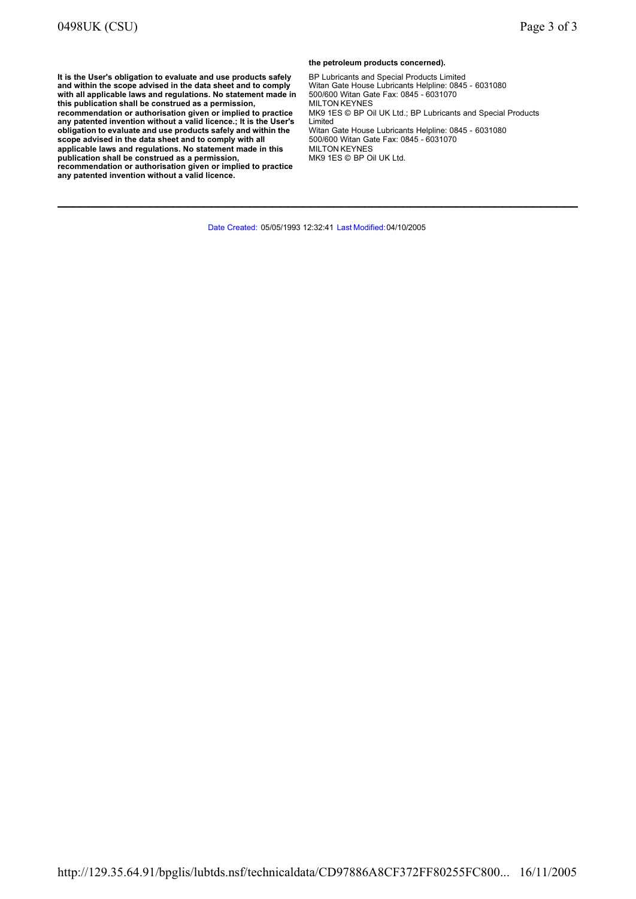**It is the User's obligation to evaluate and use products safely and within the scope advised in the data sheet and to comply with all applicable laws and regulations. No statement made in this publication shall be construed as a permission, recommendation or authorisation given or implied to practice any patented invention without a valid licence.; It is the User's obligation to evaluate and use products safely and within the scope advised in the data sheet and to comply with all applicable laws and regulations. No statement made in this publication shall be construed as a permission, recommendation or authorisation given or implied to practice any patented invention without a valid licence.**

**the petroleum products concerned).**

BP Lubricants and Special Products Limited
Witan Gate House Lubricants Helpline: 0845 - 6031080
500/600 Witan Gate Fax: 0845 - 6031070
MILTON KEYNES
MK9 1ES © BP Oil UK Ltd.; BP Lubricants and Special Products Limited
Witan Gate House Lubricants Helpline: 0845 - 6031080
500/600 Witan Gate Fax: 0845 - 6031070
MILTON KEYNES
MK9 1ES © BP Oil UK Ltd.

---

Date Created: 05/05/1993 12:32:41 Last Modified: 04/10/2005